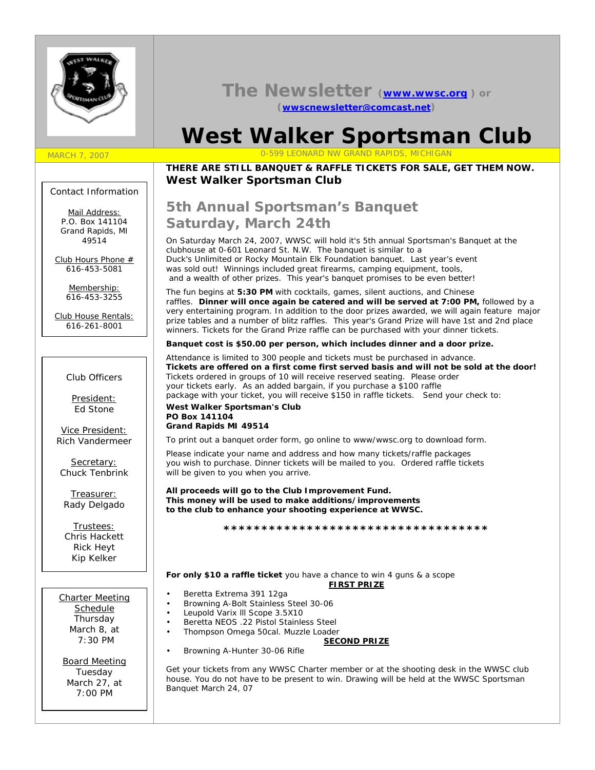# The Newsletter (www.wwsc.org) or (wwscnewsletter@comcast.net)

# West Walker Sportsman Club

MARCH 7, 2007

0-599 LEONARD NW GRAND RAPIDS, MICHIGAN

Contact Information

Mail Address:
P.O. Box 141104
Grand Rapids, MI
49514

Club Hours Phone #
616-453-5081

Membership:
616-453-3255

Club House Rentals:
616-261-8001

Club Officers

President:
Ed Stone

Vice President:
Rich Vandermeer

Secretary:
Chuck Tenbrink

Treasurer:
Rady Delgado

Trustees:
Chris Hackett
Rick Heyt
Kip Kelker

Charter Meeting Schedule
Thursday
March 8, at
7:30 PM

Board Meeting
Tuesday
March 27, at
7:00 PM

**THERE ARE STILL BANQUET & RAFFLE TICKETS FOR SALE, GET THEM NOW.**
**West Walker Sportsman Club**

## 5th Annual Sportsman's Banquet Saturday, March 24th

On Saturday March 24, 2007, WWSC will hold it's 5th annual Sportsman's Banquet at the clubhouse at 0-601 Leonard St. N.W. The banquet is similar to a Duck's Unlimited or Rocky Mountain Elk Foundation banquet. Last year's event was sold out! Winnings included great firearms, camping equipment, tools, and a wealth of other prizes. This year's banquet promises to be even better!

The fun begins at **5:30 PM** with cocktails, games, silent auctions, and Chinese raffles. **Dinner will once again be catered and will be served at 7:00 PM,** followed by a very entertaining program. In addition to the door prizes awarded, we will again feature major prize tables and a number of blitz raffles. This year's Grand Prize will have 1st and 2nd place winners. Tickets for the Grand Prize raffle can be purchased with your dinner tickets.

**Banquet cost is $50.00 per person, which includes dinner and a door prize.**

Attendance is limited to 300 people and tickets must be purchased in advance.
**Tickets are offered on a first come first served basis and will not be sold at the door!**
Tickets ordered in groups of 10 will receive reserved seating. Please order your tickets early. As an added bargain, if you purchase a $100 raffle package with your ticket, you will receive $150 in raffle tickets. Send your check to:

**West Walker Sportsman's Club**
**PO Box 141104**
**Grand Rapids MI 49514**

To print out a banquet order form, go online to www/wwsc.org to download form.

Please indicate your name and address and how many tickets/raffle packages you wish to purchase. Dinner tickets will be mailed to you. Ordered raffle tickets will be given to you when you arrive.

**All proceeds will go to the Club Improvement Fund.**
**This money will be used to make additions/improvements to the club to enhance your shooting experience at WWSC.**

***********************************

**For only $10 a raffle ticket** you have a chance to win 4 guns & a scope

**FIRST PRIZE**

- Beretta Extrema 391 12ga
- Browning A-Bolt Stainless Steel 30-06
- Leupold Varix lll Scope 3.5X10
- Beretta NEOS .22 Pistol Stainless Steel
- Thompson Omega 50cal. Muzzle Loader

**SECOND PRIZE**

- Browning A-Hunter 30-06 Rifle

Get your tickets from any WWSC Charter member or at the shooting desk in the WWSC club house. You do not have to be present to win. Drawing will be held at the WWSC Sportsman Banquet March 24, 07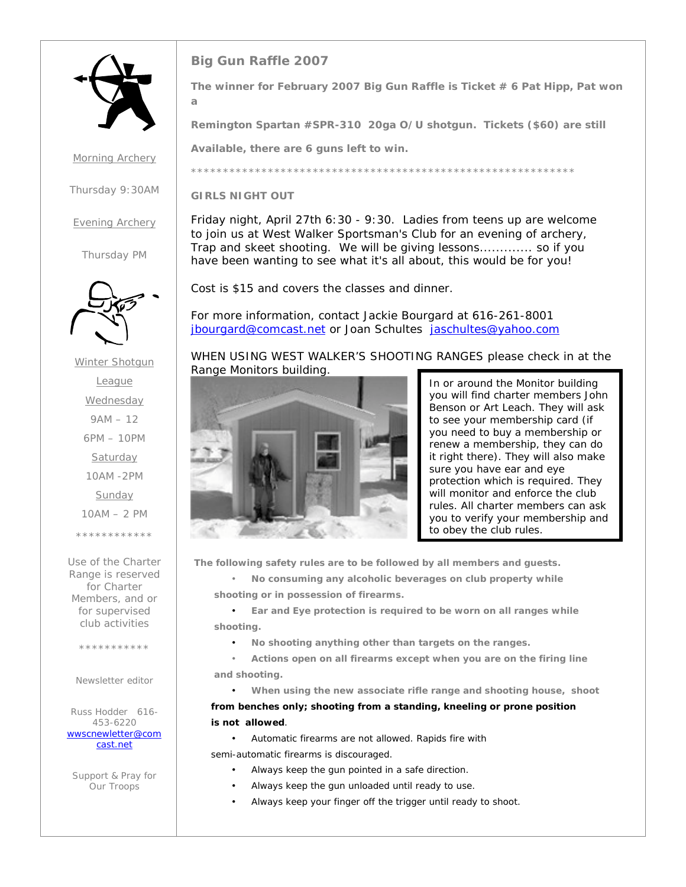Morning Archery

Thursday 9:30AM

Evening Archery

Thursday PM

Winter Shotgun League

Wednesday

9AM – 12

6PM – 10PM

Saturday

10AM -2PM

Sunday

10AM – 2 PM

************

Use of the Charter Range is reserved for Charter Members, and or for supervised club activities

***********

Newsletter editor

Russ Hodder 616-453-6220
wwscnewsletter@comcast.net

Support & Pray for Our Troops

## Big Gun Raffle 2007

**The winner for February 2007 Big Gun Raffle is Ticket # 6 Pat Hipp, Pat won a**

**Remington Spartan #SPR-310 20ga O/U shotgun. Tickets ($60) are still**

**Available, there are 6 guns left to win.**

*************************************************************

**GIRLS NIGHT OUT**

Friday night, April 27th 6:30 - 9:30. Ladies from teens up are welcome to join us at West Walker Sportsman's Club for an evening of archery, Trap and skeet shooting. We will be giving lessons............. so if you have been wanting to see what it's all about, this would be for you!

Cost is $15 and covers the classes and dinner.

For more information, contact Jackie Bourgard at 616-261-8001 jbourgard@comcast.net or Joan Schultes jaschultes@yahoo.com

WHEN USING WEST WALKER'S SHOOTING RANGES please check in at the Range Monitors building.

In or around the Monitor building you will find charter members John Benson or Art Leach. They will ask to see your membership card (if you need to buy a membership or renew a membership, they can do it right there). They will also make sure you have ear and eye protection which is required. They will monitor and enforce the club rules. All charter members can ask you to verify your membership and to obey the club rules.

**The following safety rules are to be followed by all members and guests.**

- **No consuming any alcoholic beverages on club property while shooting or in possession of firearms.**
- **Ear and Eye protection is required to be worn on all ranges while shooting.**
- **No shooting anything other than targets on the ranges.**
- **Actions open on all firearms except when you are on the firing line and shooting.**
- **When using the new associate rifle range and shooting house, shoot from benches only; shooting from a standing, kneeling or prone position is not allowed.**
- Automatic firearms are not allowed. Rapids fire with semi-automatic firearms is discouraged.
- Always keep the gun pointed in a safe direction.
- Always keep the gun unloaded until ready to use.
- Always keep your finger off the trigger until ready to shoot.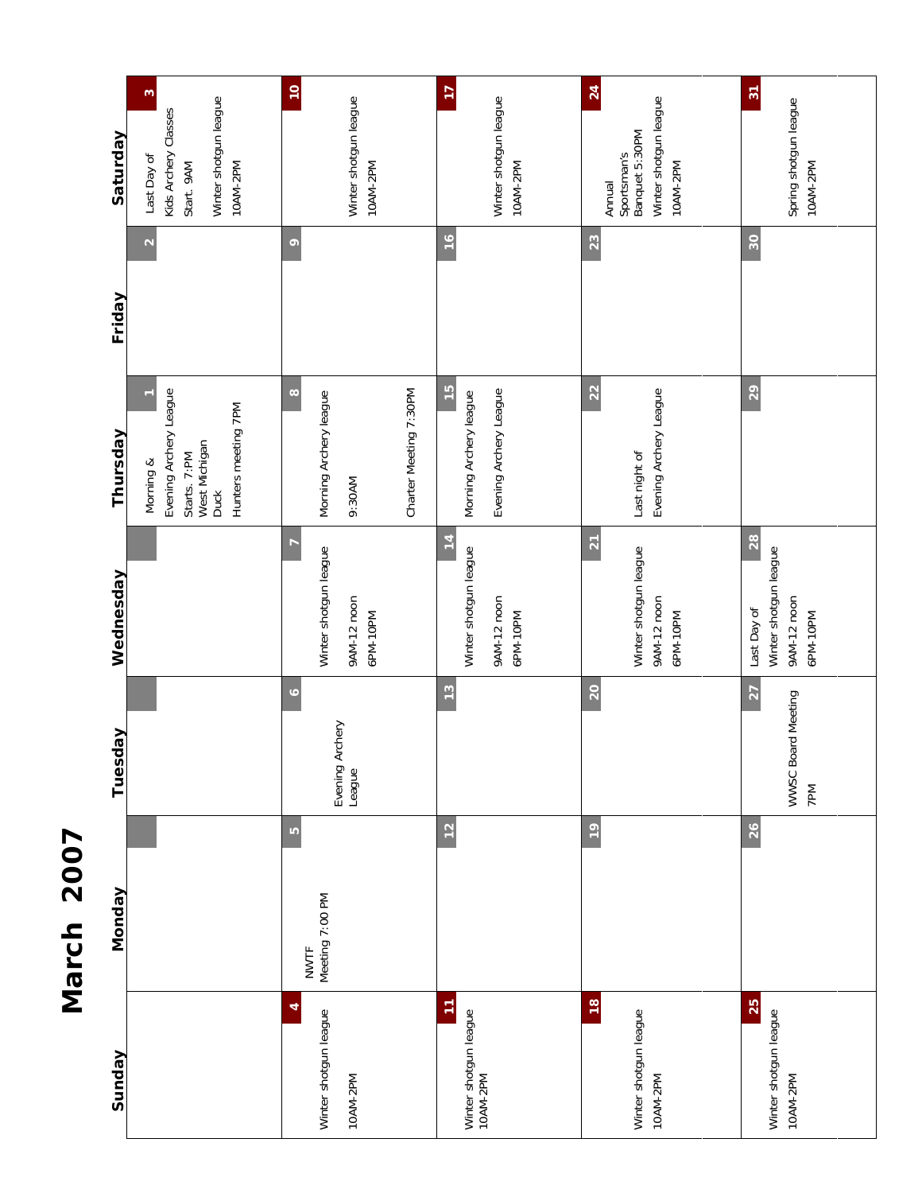# March 2007

| Sunday | Monday | Tuesday | Wednesday | Thursday | Friday | Saturday |
|---|---|---|---|---|---|---|
| | | | | 1<br>Morning & Evening Archery League Starts. 7:PM<br>West Michigan Duck Hunters meeting 7PM | 2 | 3<br>Last Day of Kids Archery Classes Start. 9AM<br>Winter shotgun league 10AM-2PM |
| 4<br>Winter shotgun league 10AM-2PM | 5<br>NWTF Meeting 7:00 PM | 6<br>Evening Archery League | 7<br>Winter shotgun league 9AM-12 noon 6PM-10PM | 8<br>Morning Archery league 9:30AM<br>Charter Meeting 7:30PM | 9 | 10<br>Winter shotgun league 10AM-2PM |
| 11<br>Winter shotgun league 10AM-2PM | 12 | 13 | 14<br>Winter shotgun league 9AM-12 noon 6PM-10PM | 15<br>Morning Archery league<br>Evening Archery League | 16 | 17<br>Winter shotgun league 10AM-2PM |
| 18<br>Winter shotgun league 10AM-2PM | 19 | 20 | 21<br>Winter shotgun league 9AM-12 noon 6PM-10PM | 22<br>Last night of Evening Archery League | 23 | 24<br>Annual Sportsman's Banquet 5:30PM<br>Winter shotgun league 10AM-2PM |
| 25<br>Winter shotgun league 10AM-2PM | 26 | 27<br>WWSC Board Meeting 7PM | 28<br>Last Day of Winter shotgun league 9AM-12 noon 6PM-10PM | 29 | 30 | 31<br>Spring shotgun league 10AM-2PM |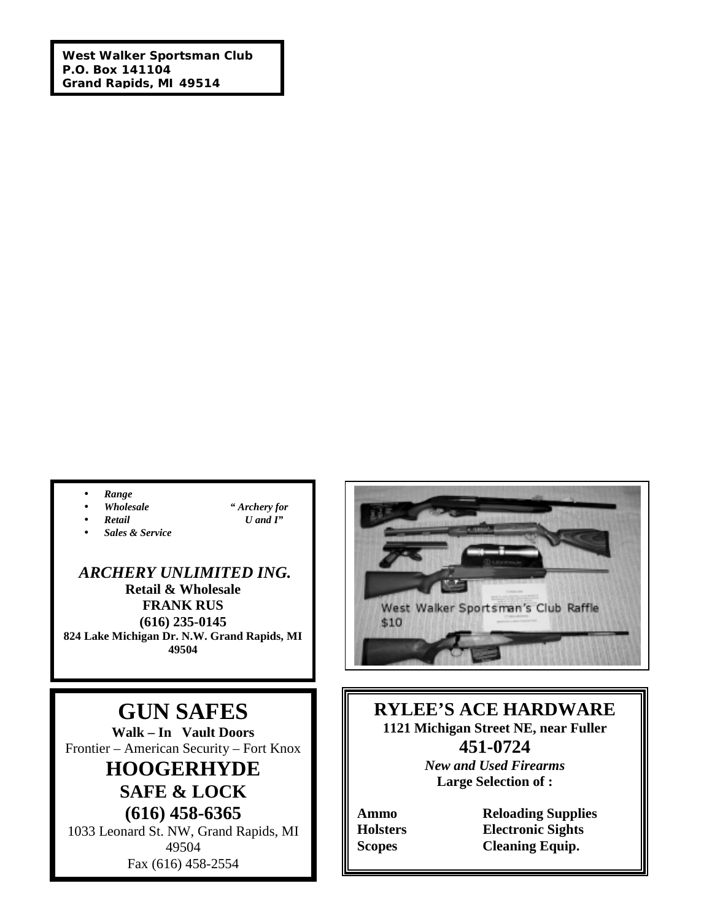**West Walker Sportsman Club**
**P.O. Box 141104**
**Grand Rapids, MI 49514**

- ***Range***
- ***Wholesale***
- ***Retail***
- ***Sales & Service***

***" Archery for U and I"***

***ARCHERY UNLIMITED ING.***
**Retail & Wholesale**
**FRANK RUS**
**(616) 235-0145**
**824 Lake Michigan Dr. N.W. Grand Rapids, MI 49504**

West Walker Sportsman's Club Raffle
$10

# GUN SAFES

**Walk – In Vault Doors**
Frontier – American Security – Fort Knox

## HOOGERHYDE SAFE & LOCK

**(616) 458-6365**
1033 Leonard St. NW, Grand Rapids, MI 49504
Fax (616) 458-2554

## RYLEE'S ACE HARDWARE

**1121 Michigan Street NE, near Fuller**
**451-0724**
***New and Used Firearms***
**Large Selection of :**

| | |
|---|---|
| **Ammo** | **Reloading Supplies** |
| **Holsters** | **Electronic Sights** |
| **Scopes** | **Cleaning Equip.** |